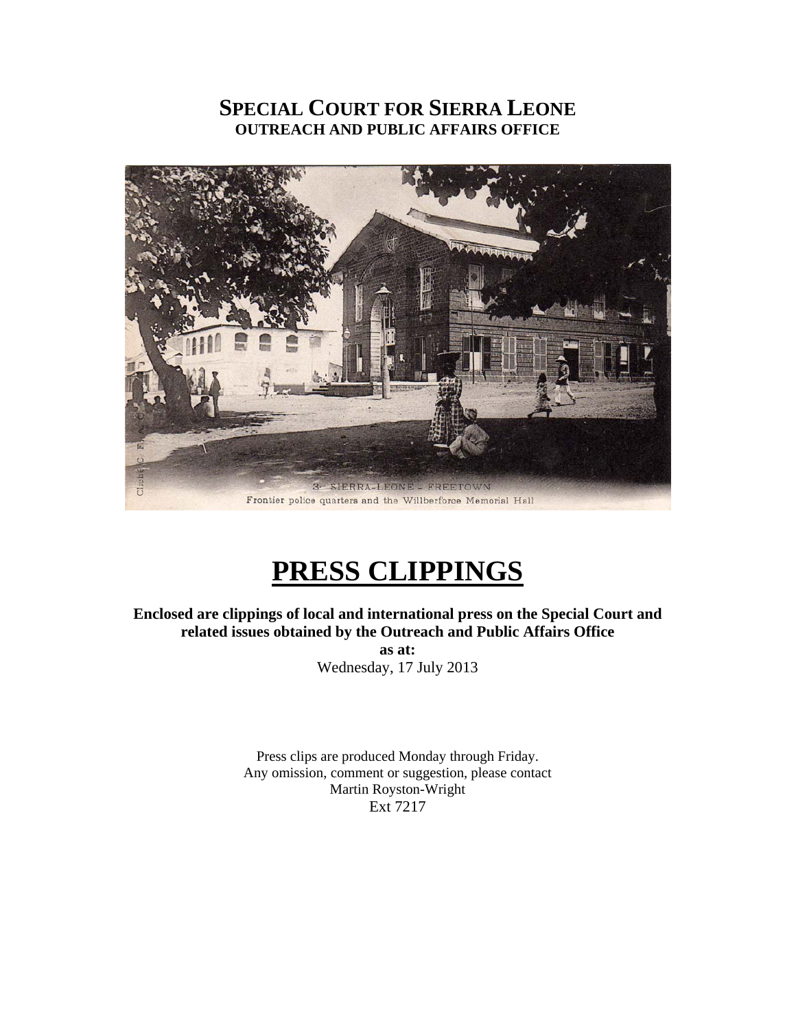# SPECIAL COURT FOR SIERRA LEONE
## OUTREACH AND PUBLIC AFFAIRS OFFICE

3- SIERRA-LEONE - FREETOWN
Frontier police quarters and the Willberforce Memorial Hall

# PRESS CLIPPINGS

**Enclosed are clippings of local and international press on the Special Court and related issues obtained by the Outreach and Public Affairs Office**
**as at:**
Wednesday, 17 July 2013

Press clips are produced Monday through Friday.
Any omission, comment or suggestion, please contact
Martin Royston-Wright
Ext 7217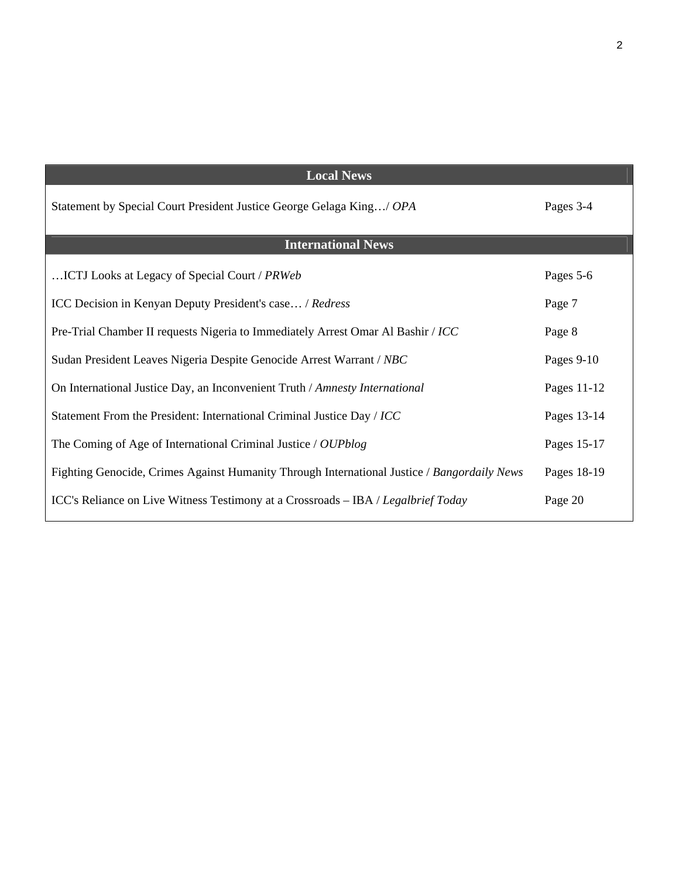| Local News | |
| --- | --- |
| Statement by Special Court President Justice George Gelaga King…/ *OPA* | Pages 3-4 |
| **International News** | |
| …ICTJ Looks at Legacy of Special Court / *PRWeb* | Pages 5-6 |
| ICC Decision in Kenyan Deputy President's case… / *Redress* | Page 7 |
| Pre-Trial Chamber II requests Nigeria to Immediately Arrest Omar Al Bashir / *ICC* | Page 8 |
| Sudan President Leaves Nigeria Despite Genocide Arrest Warrant / *NBC* | Pages 9-10 |
| On International Justice Day, an Inconvenient Truth / *Amnesty International* | Pages 11-12 |
| Statement From the President: International Criminal Justice Day / *ICC* | Pages 13-14 |
| The Coming of Age of International Criminal Justice / *OUPblog* | Pages 15-17 |
| Fighting Genocide, Crimes Against Humanity Through International Justice / *Bangordaily News* | Pages 18-19 |
| ICC's Reliance on Live Witness Testimony at a Crossroads – IBA / *Legalbrief Today* | Page 20 |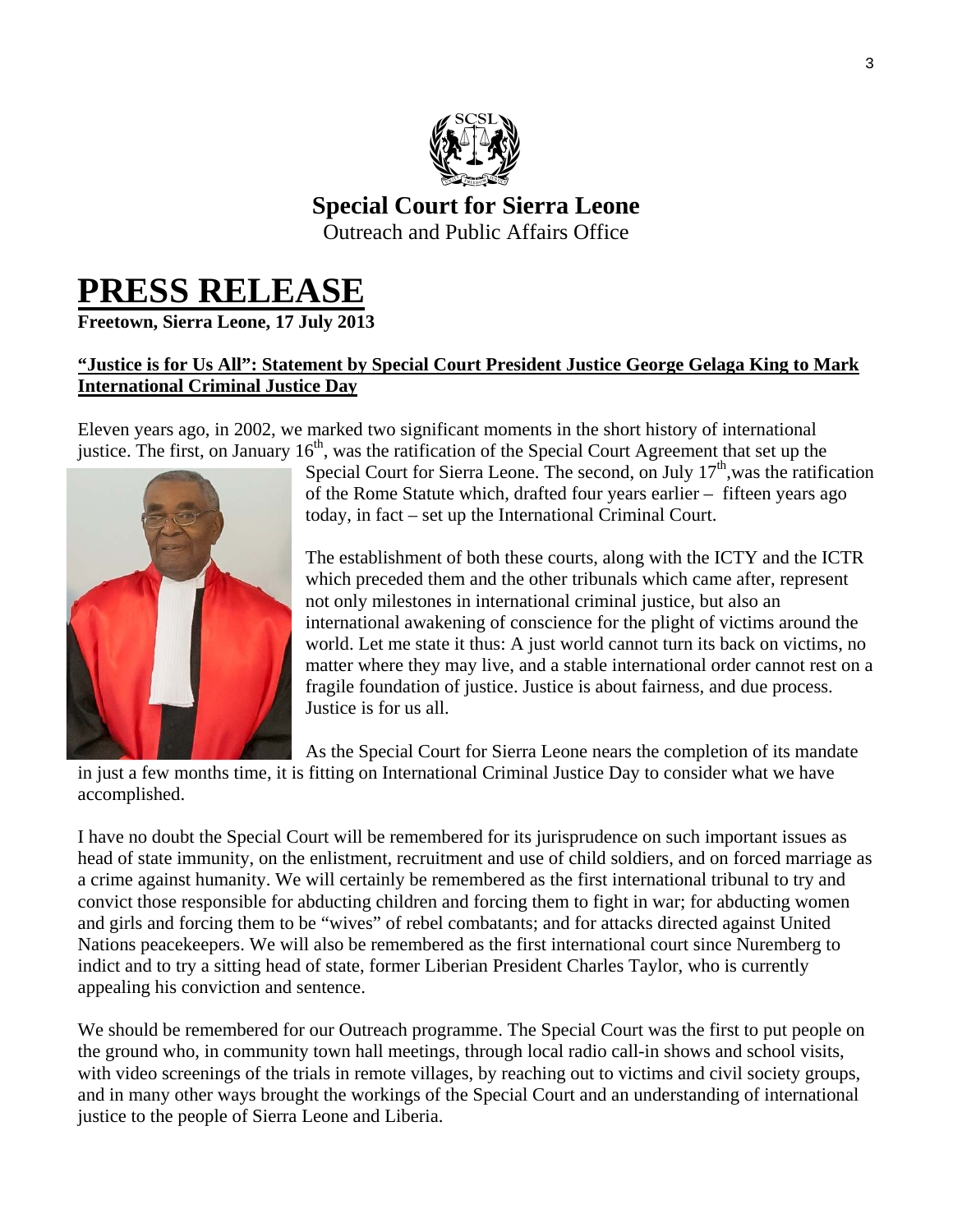**Special Court for Sierra Leone**
Outreach and Public Affairs Office

# PRESS RELEASE

**Freetown, Sierra Leone, 17 July 2013**

**"Justice is for Us All": Statement by Special Court President Justice George Gelaga King to Mark International Criminal Justice Day**

Eleven years ago, in 2002, we marked two significant moments in the short history of international justice. The first, on January 16th, was the ratification of the Special Court Agreement that set up the Special Court for Sierra Leone. The second, on July 17th, was the ratification of the Rome Statute which, drafted four years earlier – fifteen years ago today, in fact – set up the International Criminal Court.

The establishment of both these courts, along with the ICTY and the ICTR which preceded them and the other tribunals which came after, represent not only milestones in international criminal justice, but also an international awakening of conscience for the plight of victims around the world. Let me state it thus: A just world cannot turn its back on victims, no matter where they may live, and a stable international order cannot rest on a fragile foundation of justice. Justice is about fairness, and due process. Justice is for us all.

As the Special Court for Sierra Leone nears the completion of its mandate in just a few months time, it is fitting on International Criminal Justice Day to consider what we have accomplished.

I have no doubt the Special Court will be remembered for its jurisprudence on such important issues as head of state immunity, on the enlistment, recruitment and use of child soldiers, and on forced marriage as a crime against humanity. We will certainly be remembered as the first international tribunal to try and convict those responsible for abducting children and forcing them to fight in war; for abducting women and girls and forcing them to be "wives" of rebel combatants; and for attacks directed against United Nations peacekeepers. We will also be remembered as the first international court since Nuremberg to indict and to try a sitting head of state, former Liberian President Charles Taylor, who is currently appealing his conviction and sentence.

We should be remembered for our Outreach programme. The Special Court was the first to put people on the ground who, in community town hall meetings, through local radio call-in shows and school visits, with video screenings of the trials in remote villages, by reaching out to victims and civil society groups, and in many other ways brought the workings of the Special Court and an understanding of international justice to the people of Sierra Leone and Liberia.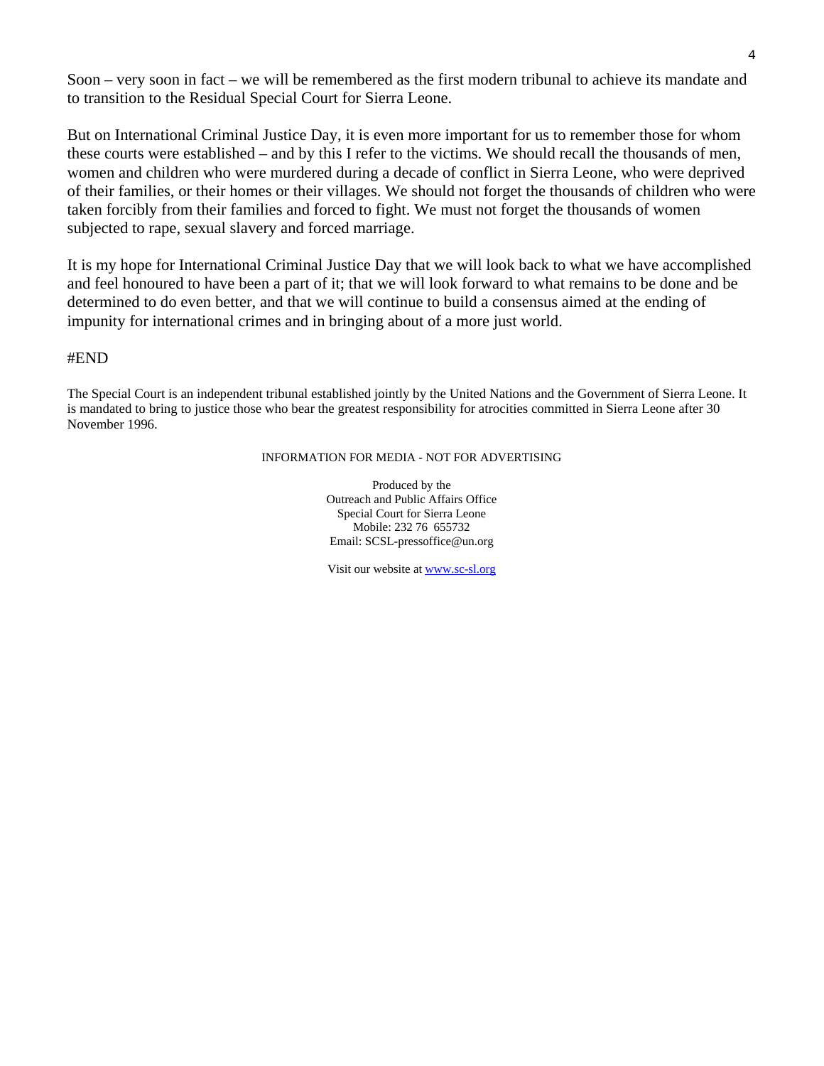Soon – very soon in fact – we will be remembered as the first modern tribunal to achieve its mandate and to transition to the Residual Special Court for Sierra Leone.

But on International Criminal Justice Day, it is even more important for us to remember those for whom these courts were established – and by this I refer to the victims. We should recall the thousands of men, women and children who were murdered during a decade of conflict in Sierra Leone, who were deprived of their families, or their homes or their villages. We should not forget the thousands of children who were taken forcibly from their families and forced to fight. We must not forget the thousands of women subjected to rape, sexual slavery and forced marriage.

It is my hope for International Criminal Justice Day that we will look back to what we have accomplished and feel honoured to have been a part of it; that we will look forward to what remains to be done and be determined to do even better, and that we will continue to build a consensus aimed at the ending of impunity for international crimes and in bringing about of a more just world.

#END

The Special Court is an independent tribunal established jointly by the United Nations and the Government of Sierra Leone. It is mandated to bring to justice those who bear the greatest responsibility for atrocities committed in Sierra Leone after 30 November 1996.

INFORMATION FOR MEDIA - NOT FOR ADVERTISING

Produced by the
Outreach and Public Affairs Office
Special Court for Sierra Leone
Mobile: 232 76 655732
Email: SCSL-pressoffice@un.org

Visit our website at www.sc-sl.org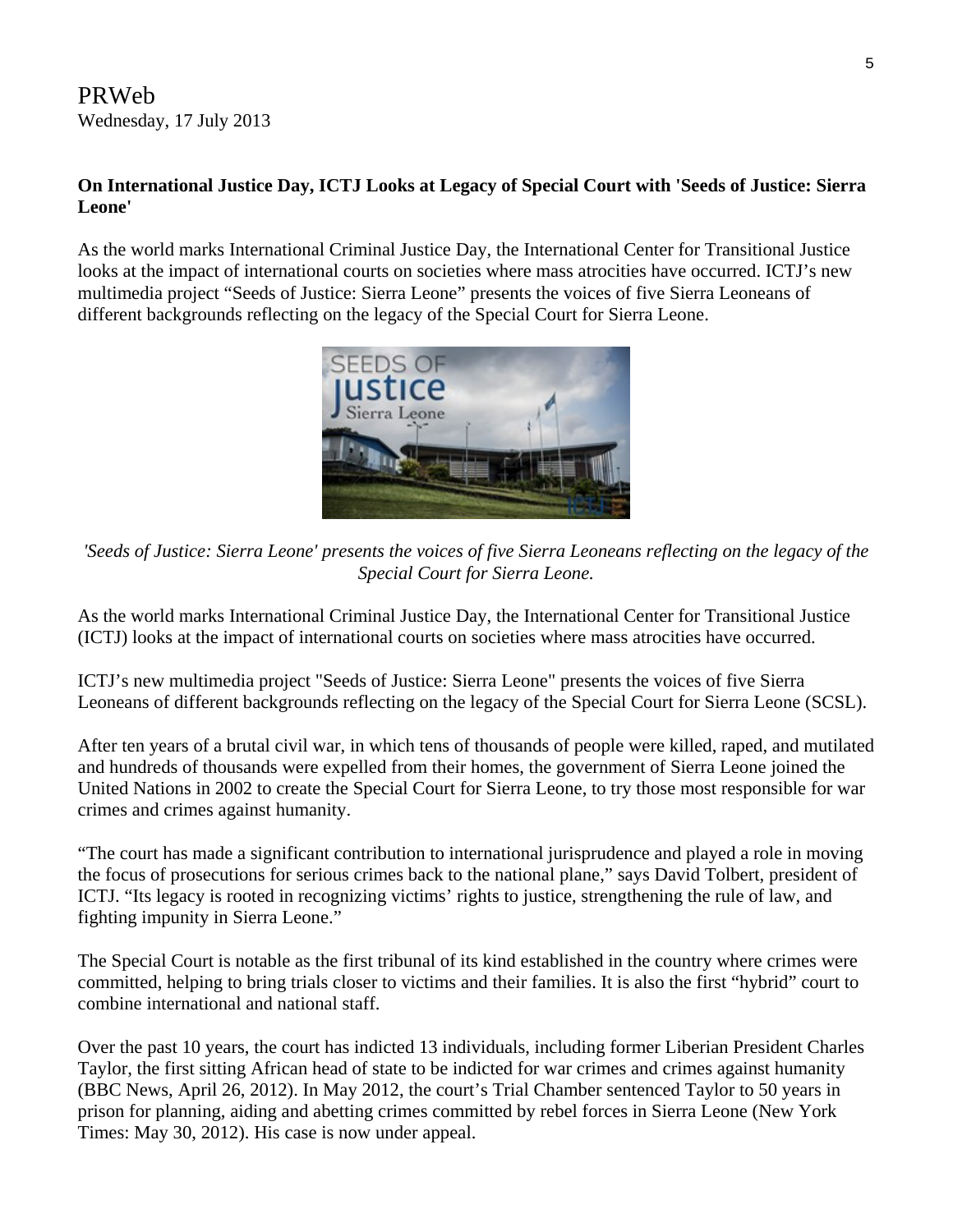PRWeb
Wednesday, 17 July 2013

**On International Justice Day, ICTJ Looks at Legacy of Special Court with 'Seeds of Justice: Sierra Leone'**

As the world marks International Criminal Justice Day, the International Center for Transitional Justice looks at the impact of international courts on societies where mass atrocities have occurred. ICTJ's new multimedia project "Seeds of Justice: Sierra Leone" presents the voices of five Sierra Leoneans of different backgrounds reflecting on the legacy of the Special Court for Sierra Leone.

*'Seeds of Justice: Sierra Leone' presents the voices of five Sierra Leoneans reflecting on the legacy of the Special Court for Sierra Leone.*

As the world marks International Criminal Justice Day, the International Center for Transitional Justice (ICTJ) looks at the impact of international courts on societies where mass atrocities have occurred.

ICTJ's new multimedia project "Seeds of Justice: Sierra Leone" presents the voices of five Sierra Leoneans of different backgrounds reflecting on the legacy of the Special Court for Sierra Leone (SCSL).

After ten years of a brutal civil war, in which tens of thousands of people were killed, raped, and mutilated and hundreds of thousands were expelled from their homes, the government of Sierra Leone joined the United Nations in 2002 to create the Special Court for Sierra Leone, to try those most responsible for war crimes and crimes against humanity.

"The court has made a significant contribution to international jurisprudence and played a role in moving the focus of prosecutions for serious crimes back to the national plane," says David Tolbert, president of ICTJ. "Its legacy is rooted in recognizing victims' rights to justice, strengthening the rule of law, and fighting impunity in Sierra Leone."

The Special Court is notable as the first tribunal of its kind established in the country where crimes were committed, helping to bring trials closer to victims and their families. It is also the first "hybrid" court to combine international and national staff.

Over the past 10 years, the court has indicted 13 individuals, including former Liberian President Charles Taylor, the first sitting African head of state to be indicted for war crimes and crimes against humanity (BBC News, April 26, 2012). In May 2012, the court's Trial Chamber sentenced Taylor to 50 years in prison for planning, aiding and abetting crimes committed by rebel forces in Sierra Leone (New York Times: May 30, 2012). His case is now under appeal.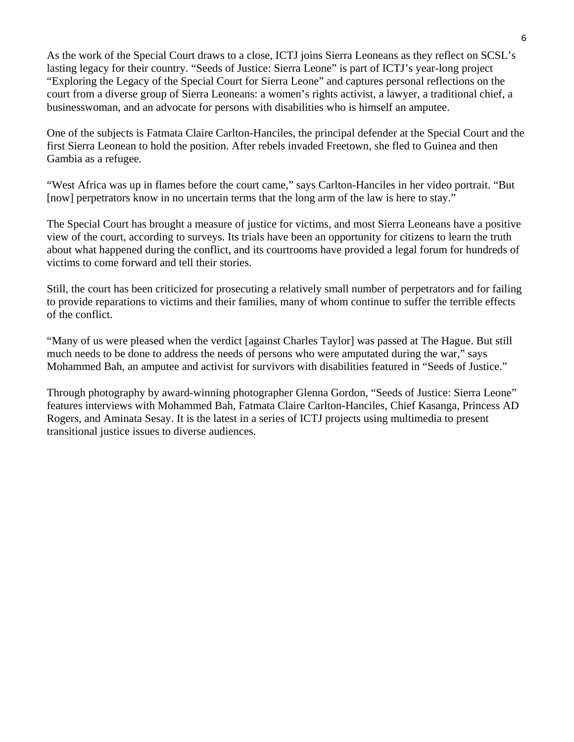As the work of the Special Court draws to a close, ICTJ joins Sierra Leoneans as they reflect on SCSL's lasting legacy for their country. "Seeds of Justice: Sierra Leone" is part of ICTJ's year-long project "Exploring the Legacy of the Special Court for Sierra Leone" and captures personal reflections on the court from a diverse group of Sierra Leoneans: a women's rights activist, a lawyer, a traditional chief, a businesswoman, and an advocate for persons with disabilities who is himself an amputee.

One of the subjects is Fatmata Claire Carlton-Hanciles, the principal defender at the Special Court and the first Sierra Leonean to hold the position. After rebels invaded Freetown, she fled to Guinea and then Gambia as a refugee.

"West Africa was up in flames before the court came," says Carlton-Hanciles in her video portrait. "But [now] perpetrators know in no uncertain terms that the long arm of the law is here to stay."

The Special Court has brought a measure of justice for victims, and most Sierra Leoneans have a positive view of the court, according to surveys. Its trials have been an opportunity for citizens to learn the truth about what happened during the conflict, and its courtrooms have provided a legal forum for hundreds of victims to come forward and tell their stories.

Still, the court has been criticized for prosecuting a relatively small number of perpetrators and for failing to provide reparations to victims and their families, many of whom continue to suffer the terrible effects of the conflict.

"Many of us were pleased when the verdict [against Charles Taylor] was passed at The Hague. But still much needs to be done to address the needs of persons who were amputated during the war," says Mohammed Bah, an amputee and activist for survivors with disabilities featured in "Seeds of Justice."

Through photography by award-winning photographer Glenna Gordon, "Seeds of Justice: Sierra Leone" features interviews with Mohammed Bah, Fatmata Claire Carlton-Hanciles, Chief Kasanga, Princess AD Rogers, and Aminata Sesay. It is the latest in a series of ICTJ projects using multimedia to present transitional justice issues to diverse audiences.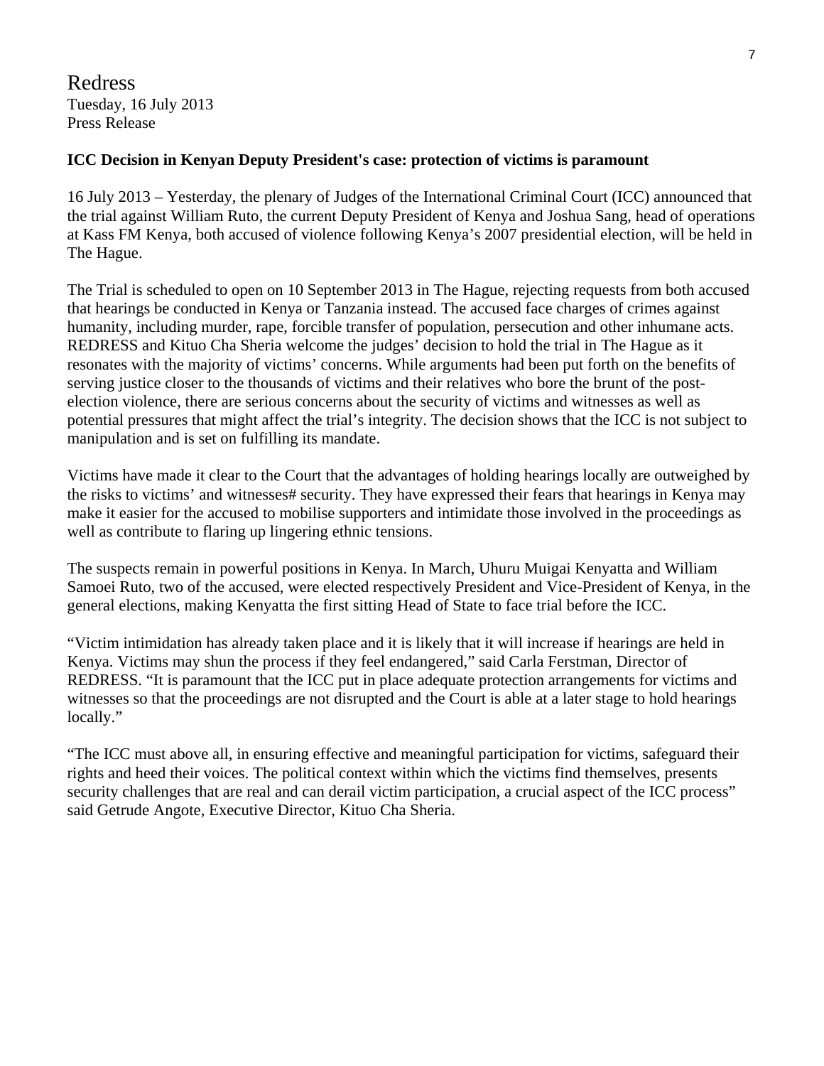Redress
Tuesday, 16 July 2013
Press Release

**ICC Decision in Kenyan Deputy President's case: protection of victims is paramount**

16 July 2013 – Yesterday, the plenary of Judges of the International Criminal Court (ICC) announced that the trial against William Ruto, the current Deputy President of Kenya and Joshua Sang, head of operations at Kass FM Kenya, both accused of violence following Kenya's 2007 presidential election, will be held in The Hague.

The Trial is scheduled to open on 10 September 2013 in The Hague, rejecting requests from both accused that hearings be conducted in Kenya or Tanzania instead. The accused face charges of crimes against humanity, including murder, rape, forcible transfer of population, persecution and other inhumane acts. REDRESS and Kituo Cha Sheria welcome the judges' decision to hold the trial in The Hague as it resonates with the majority of victims' concerns. While arguments had been put forth on the benefits of serving justice closer to the thousands of victims and their relatives who bore the brunt of the post-election violence, there are serious concerns about the security of victims and witnesses as well as potential pressures that might affect the trial's integrity. The decision shows that the ICC is not subject to manipulation and is set on fulfilling its mandate.

Victims have made it clear to the Court that the advantages of holding hearings locally are outweighed by the risks to victims' and witnesses# security. They have expressed their fears that hearings in Kenya may make it easier for the accused to mobilise supporters and intimidate those involved in the proceedings as well as contribute to flaring up lingering ethnic tensions.

The suspects remain in powerful positions in Kenya. In March, Uhuru Muigai Kenyatta and William Samoei Ruto, two of the accused, were elected respectively President and Vice-President of Kenya, in the general elections, making Kenyatta the first sitting Head of State to face trial before the ICC.

"Victim intimidation has already taken place and it is likely that it will increase if hearings are held in Kenya. Victims may shun the process if they feel endangered," said Carla Ferstman, Director of REDRESS. "It is paramount that the ICC put in place adequate protection arrangements for victims and witnesses so that the proceedings are not disrupted and the Court is able at a later stage to hold hearings locally."

"The ICC must above all, in ensuring effective and meaningful participation for victims, safeguard their rights and heed their voices. The political context within which the victims find themselves, presents security challenges that are real and can derail victim participation, a crucial aspect of the ICC process" said Getrude Angote, Executive Director, Kituo Cha Sheria.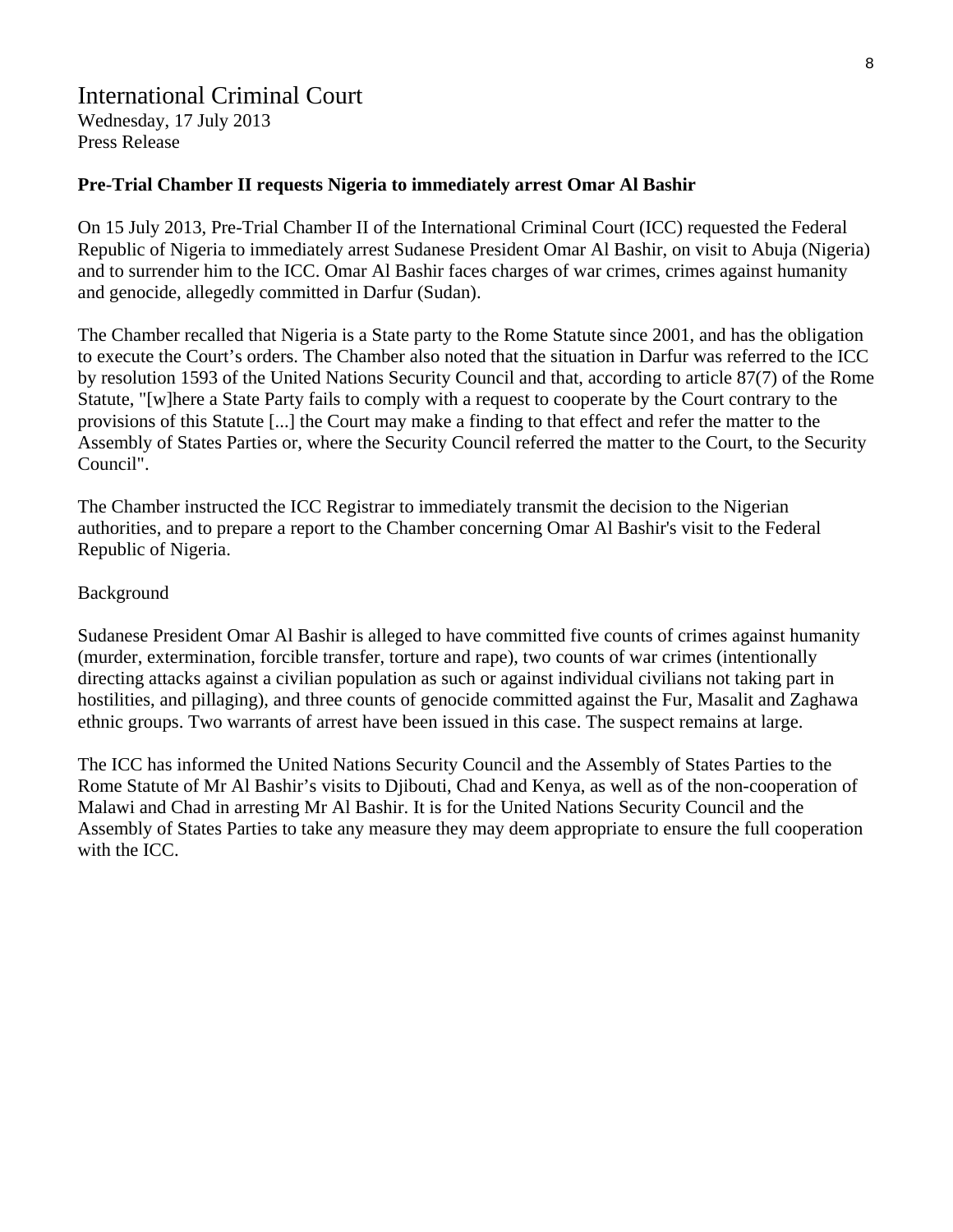# International Criminal Court

Wednesday, 17 July 2013
Press Release

**Pre-Trial Chamber II requests Nigeria to immediately arrest Omar Al Bashir**

On 15 July 2013, Pre-Trial Chamber II of the International Criminal Court (ICC) requested the Federal Republic of Nigeria to immediately arrest Sudanese President Omar Al Bashir, on visit to Abuja (Nigeria) and to surrender him to the ICC. Omar Al Bashir faces charges of war crimes, crimes against humanity and genocide, allegedly committed in Darfur (Sudan).

The Chamber recalled that Nigeria is a State party to the Rome Statute since 2001, and has the obligation to execute the Court's orders. The Chamber also noted that the situation in Darfur was referred to the ICC by resolution 1593 of the United Nations Security Council and that, according to article 87(7) of the Rome Statute, "[w]here a State Party fails to comply with a request to cooperate by the Court contrary to the provisions of this Statute [...] the Court may make a finding to that effect and refer the matter to the Assembly of States Parties or, where the Security Council referred the matter to the Court, to the Security Council".

The Chamber instructed the ICC Registrar to immediately transmit the decision to the Nigerian authorities, and to prepare a report to the Chamber concerning Omar Al Bashir's visit to the Federal Republic of Nigeria.

Background

Sudanese President Omar Al Bashir is alleged to have committed five counts of crimes against humanity (murder, extermination, forcible transfer, torture and rape), two counts of war crimes (intentionally directing attacks against a civilian population as such or against individual civilians not taking part in hostilities, and pillaging), and three counts of genocide committed against the Fur, Masalit and Zaghawa ethnic groups. Two warrants of arrest have been issued in this case. The suspect remains at large.

The ICC has informed the United Nations Security Council and the Assembly of States Parties to the Rome Statute of Mr Al Bashir's visits to Djibouti, Chad and Kenya, as well as of the non-cooperation of Malawi and Chad in arresting Mr Al Bashir. It is for the United Nations Security Council and the Assembly of States Parties to take any measure they may deem appropriate to ensure the full cooperation with the ICC.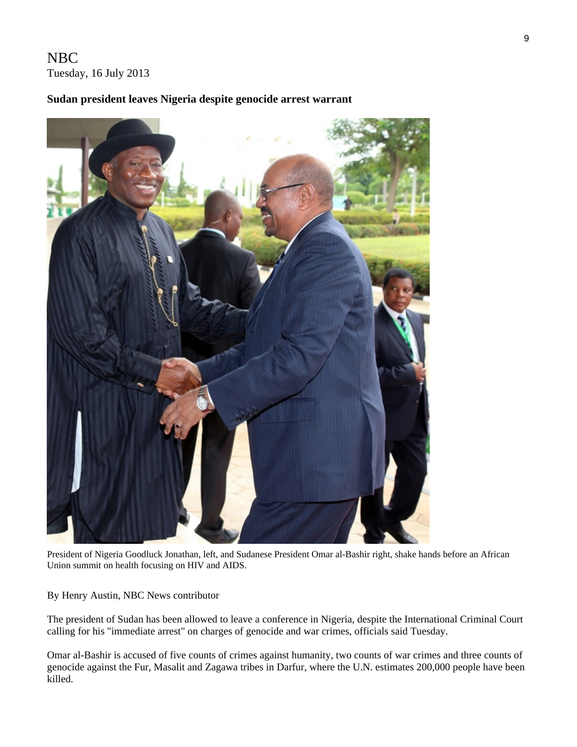NBC
Tuesday, 16 July 2013

**Sudan president leaves Nigeria despite genocide arrest warrant**

President of Nigeria Goodluck Jonathan, left, and Sudanese President Omar al-Bashir right, shake hands before an African Union summit on health focusing on HIV and AIDS.

By Henry Austin, NBC News contributor

The president of Sudan has been allowed to leave a conference in Nigeria, despite the International Criminal Court calling for his "immediate arrest" on charges of genocide and war crimes, officials said Tuesday.

Omar al-Bashir is accused of five counts of crimes against humanity, two counts of war crimes and three counts of genocide against the Fur, Masalit and Zagawa tribes in Darfur, where the U.N. estimates 200,000 people have been killed.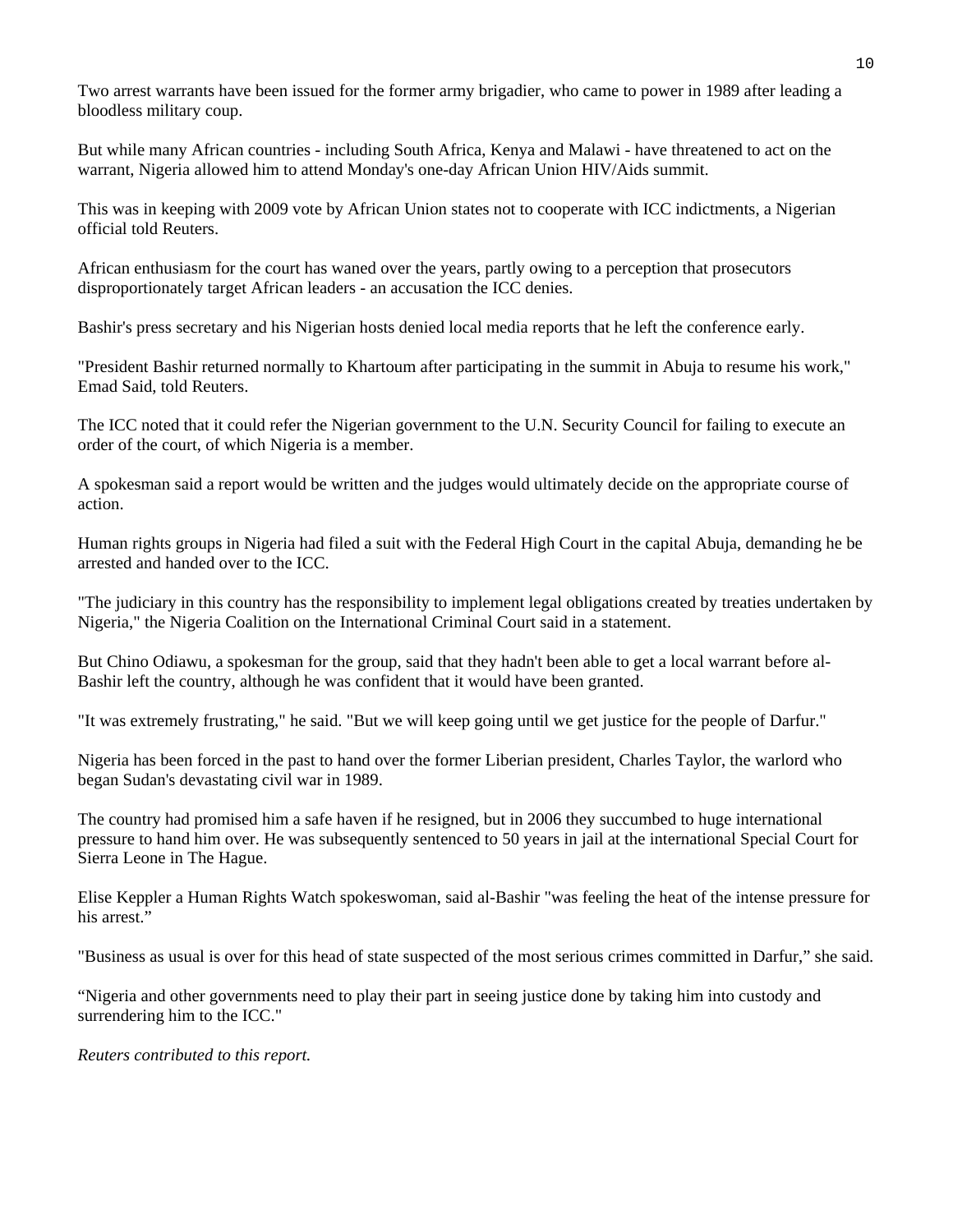Two arrest warrants have been issued for the former army brigadier, who came to power in 1989 after leading a bloodless military coup.

But while many African countries - including South Africa, Kenya and Malawi - have threatened to act on the warrant, Nigeria allowed him to attend Monday's one-day African Union HIV/Aids summit.

This was in keeping with 2009 vote by African Union states not to cooperate with ICC indictments, a Nigerian official told Reuters.

African enthusiasm for the court has waned over the years, partly owing to a perception that prosecutors disproportionately target African leaders - an accusation the ICC denies.

Bashir's press secretary and his Nigerian hosts denied local media reports that he left the conference early.

"President Bashir returned normally to Khartoum after participating in the summit in Abuja to resume his work," Emad Said, told Reuters.

The ICC noted that it could refer the Nigerian government to the U.N. Security Council for failing to execute an order of the court, of which Nigeria is a member.

A spokesman said a report would be written and the judges would ultimately decide on the appropriate course of action.

Human rights groups in Nigeria had filed a suit with the Federal High Court in the capital Abuja, demanding he be arrested and handed over to the ICC.

"The judiciary in this country has the responsibility to implement legal obligations created by treaties undertaken by Nigeria," the Nigeria Coalition on the International Criminal Court said in a statement.

But Chino Odiawu, a spokesman for the group, said that they hadn't been able to get a local warrant before al-Bashir left the country, although he was confident that it would have been granted.

"It was extremely frustrating," he said. "But we will keep going until we get justice for the people of Darfur."

Nigeria has been forced in the past to hand over the former Liberian president, Charles Taylor, the warlord who began Sudan's devastating civil war in 1989.

The country had promised him a safe haven if he resigned, but in 2006 they succumbed to huge international pressure to hand him over. He was subsequently sentenced to 50 years in jail at the international Special Court for Sierra Leone in The Hague.

Elise Keppler a Human Rights Watch spokeswoman, said al-Bashir "was feeling the heat of the intense pressure for his arrest."

"Business as usual is over for this head of state suspected of the most serious crimes committed in Darfur," she said.

"Nigeria and other governments need to play their part in seeing justice done by taking him into custody and surrendering him to the ICC."

*Reuters contributed to this report.*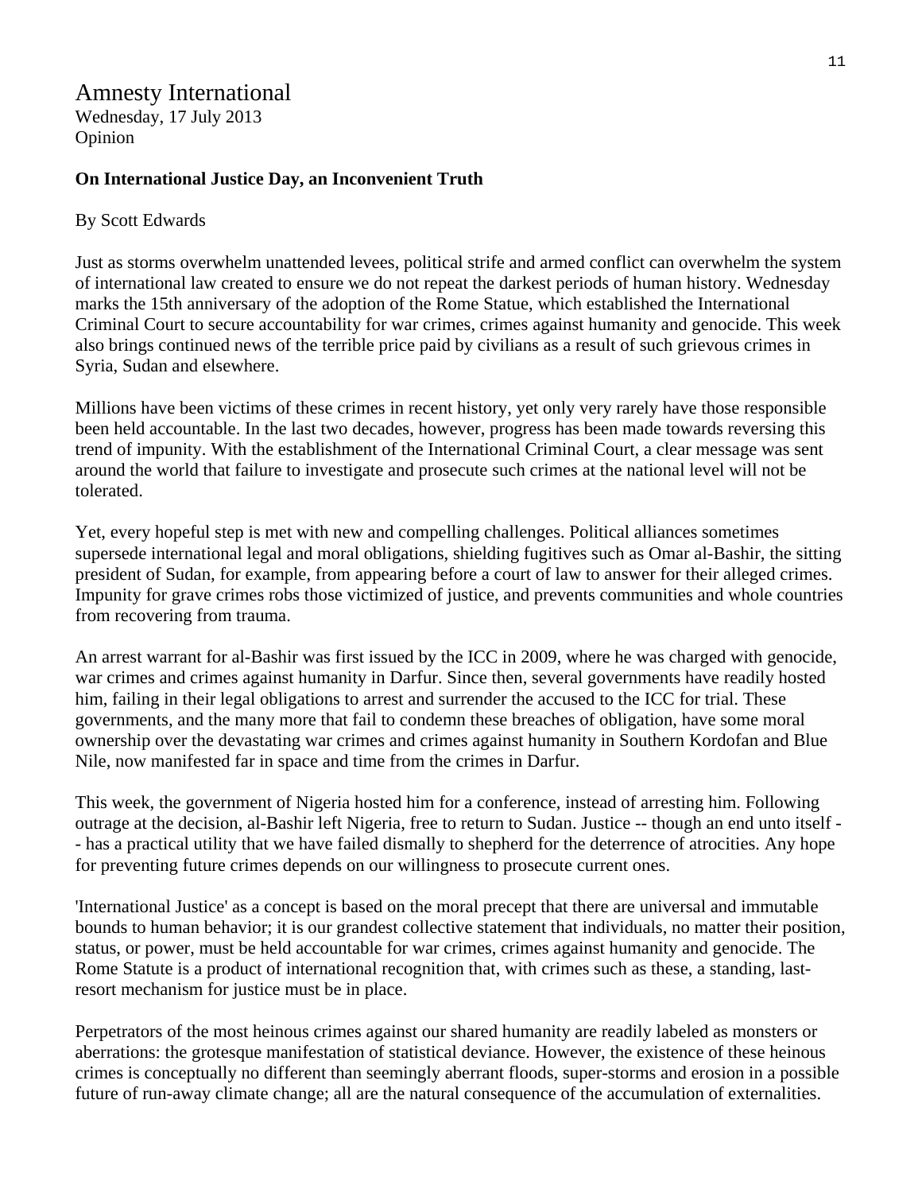# Amnesty International

Wednesday, 17 July 2013
Opinion

**On International Justice Day, an Inconvenient Truth**

By Scott Edwards

Just as storms overwhelm unattended levees, political strife and armed conflict can overwhelm the system of international law created to ensure we do not repeat the darkest periods of human history. Wednesday marks the 15th anniversary of the adoption of the Rome Statue, which established the International Criminal Court to secure accountability for war crimes, crimes against humanity and genocide. This week also brings continued news of the terrible price paid by civilians as a result of such grievous crimes in Syria, Sudan and elsewhere.

Millions have been victims of these crimes in recent history, yet only very rarely have those responsible been held accountable. In the last two decades, however, progress has been made towards reversing this trend of impunity. With the establishment of the International Criminal Court, a clear message was sent around the world that failure to investigate and prosecute such crimes at the national level will not be tolerated.

Yet, every hopeful step is met with new and compelling challenges. Political alliances sometimes supersede international legal and moral obligations, shielding fugitives such as Omar al-Bashir, the sitting president of Sudan, for example, from appearing before a court of law to answer for their alleged crimes. Impunity for grave crimes robs those victimized of justice, and prevents communities and whole countries from recovering from trauma.

An arrest warrant for al-Bashir was first issued by the ICC in 2009, where he was charged with genocide, war crimes and crimes against humanity in Darfur. Since then, several governments have readily hosted him, failing in their legal obligations to arrest and surrender the accused to the ICC for trial. These governments, and the many more that fail to condemn these breaches of obligation, have some moral ownership over the devastating war crimes and crimes against humanity in Southern Kordofan and Blue Nile, now manifested far in space and time from the crimes in Darfur.

This week, the government of Nigeria hosted him for a conference, instead of arresting him. Following outrage at the decision, al-Bashir left Nigeria, free to return to Sudan. Justice -- though an end unto itself -- has a practical utility that we have failed dismally to shepherd for the deterrence of atrocities. Any hope for preventing future crimes depends on our willingness to prosecute current ones.

'International Justice' as a concept is based on the moral precept that there are universal and immutable bounds to human behavior; it is our grandest collective statement that individuals, no matter their position, status, or power, must be held accountable for war crimes, crimes against humanity and genocide. The Rome Statute is a product of international recognition that, with crimes such as these, a standing, last-resort mechanism for justice must be in place.

Perpetrators of the most heinous crimes against our shared humanity are readily labeled as monsters or aberrations: the grotesque manifestation of statistical deviance. However, the existence of these heinous crimes is conceptually no different than seemingly aberrant floods, super-storms and erosion in a possible future of run-away climate change; all are the natural consequence of the accumulation of externalities.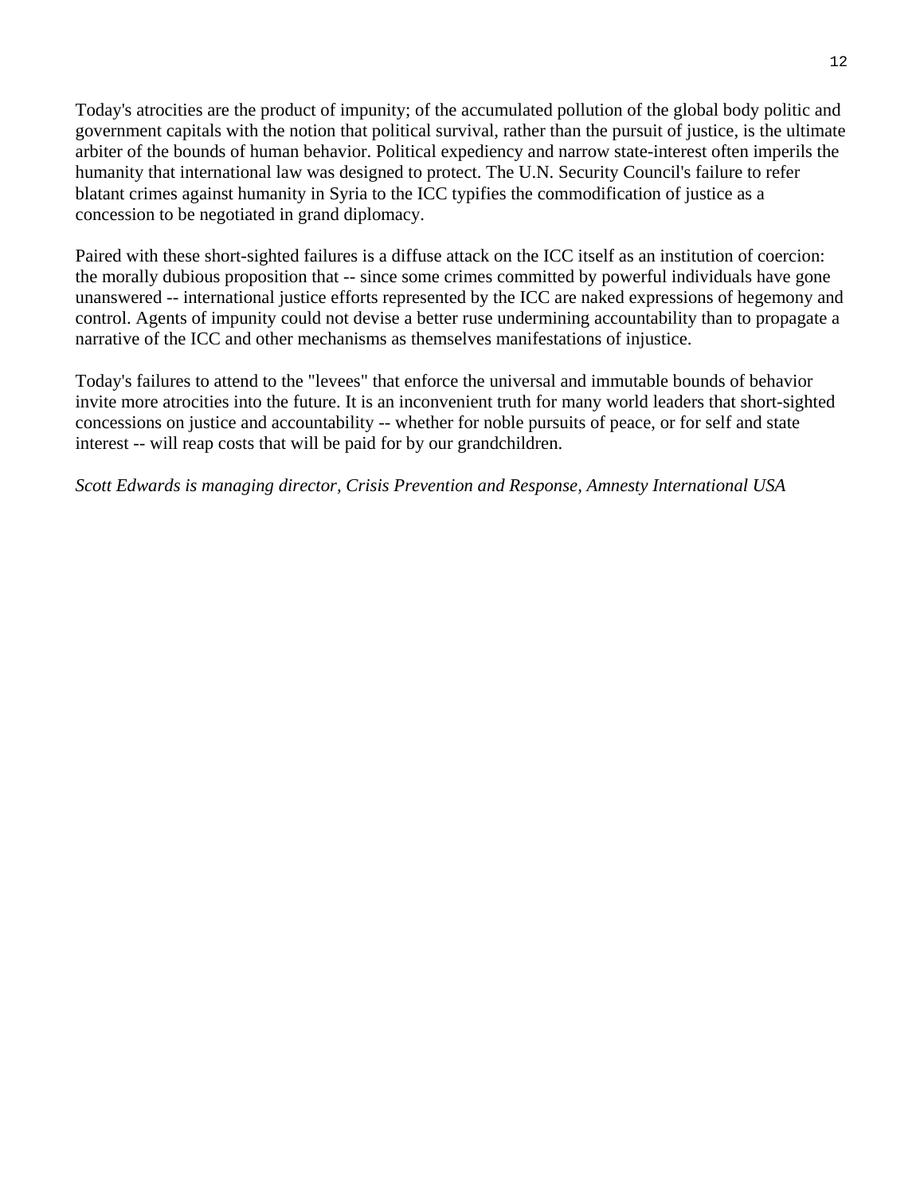Today's atrocities are the product of impunity; of the accumulated pollution of the global body politic and government capitals with the notion that political survival, rather than the pursuit of justice, is the ultimate arbiter of the bounds of human behavior. Political expediency and narrow state-interest often imperils the humanity that international law was designed to protect. The U.N. Security Council's failure to refer blatant crimes against humanity in Syria to the ICC typifies the commodification of justice as a concession to be negotiated in grand diplomacy.

Paired with these short-sighted failures is a diffuse attack on the ICC itself as an institution of coercion: the morally dubious proposition that -- since some crimes committed by powerful individuals have gone unanswered -- international justice efforts represented by the ICC are naked expressions of hegemony and control. Agents of impunity could not devise a better ruse undermining accountability than to propagate a narrative of the ICC and other mechanisms as themselves manifestations of injustice.

Today's failures to attend to the "levees" that enforce the universal and immutable bounds of behavior invite more atrocities into the future. It is an inconvenient truth for many world leaders that short-sighted concessions on justice and accountability -- whether for noble pursuits of peace, or for self and state interest -- will reap costs that will be paid for by our grandchildren.

*Scott Edwards is managing director, Crisis Prevention and Response, Amnesty International USA*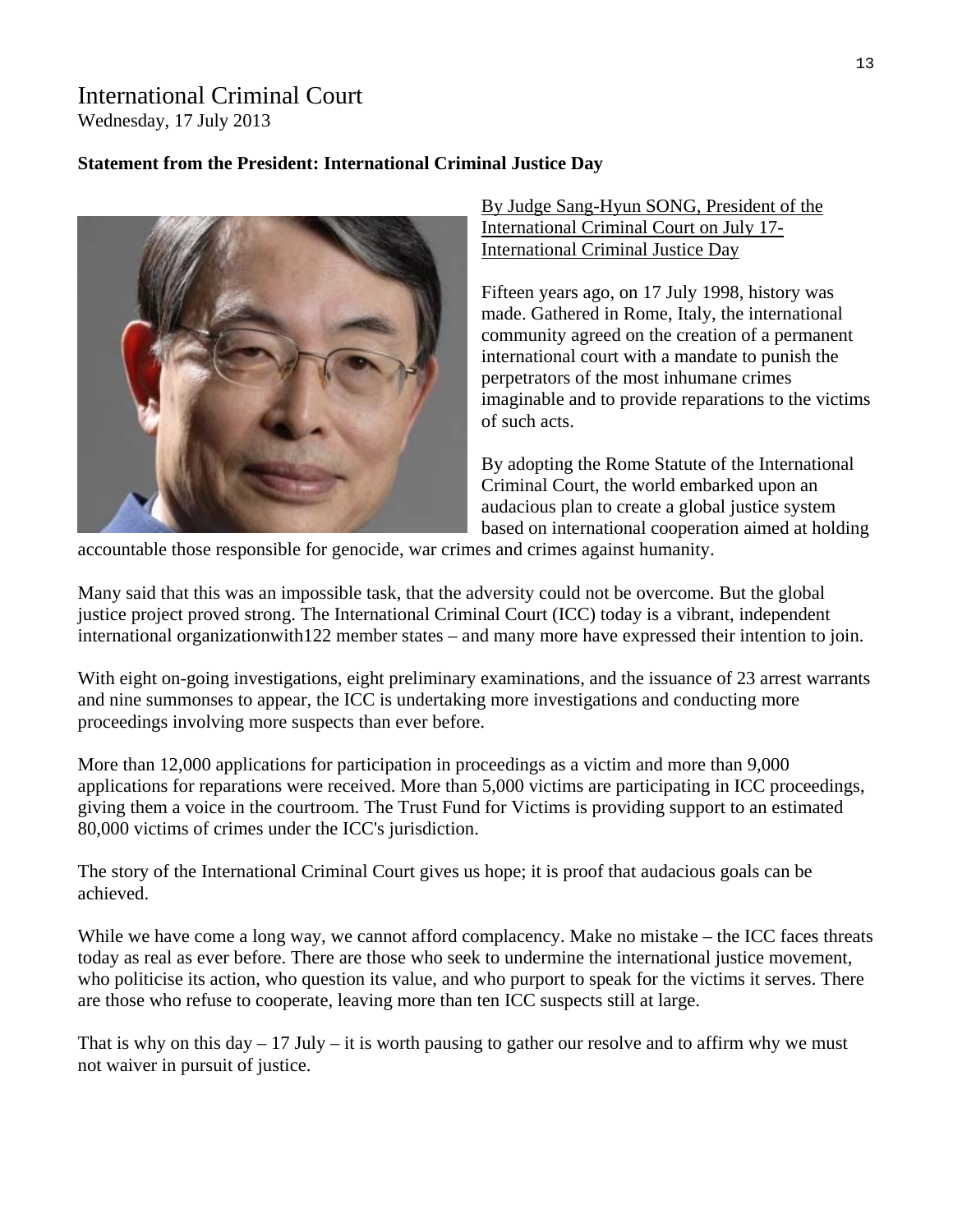# International Criminal Court

Wednesday, 17 July 2013

**Statement from the President: International Criminal Justice Day**

By Judge Sang-Hyun SONG, President of the International Criminal Court on July 17- International Criminal Justice Day

Fifteen years ago, on 17 July 1998, history was made. Gathered in Rome, Italy, the international community agreed on the creation of a permanent international court with a mandate to punish the perpetrators of the most inhumane crimes imaginable and to provide reparations to the victims of such acts.

By adopting the Rome Statute of the International Criminal Court, the world embarked upon an audacious plan to create a global justice system based on international cooperation aimed at holding accountable those responsible for genocide, war crimes and crimes against humanity.

Many said that this was an impossible task, that the adversity could not be overcome. But the global justice project proved strong. The International Criminal Court (ICC) today is a vibrant, independent international organizationwith122 member states – and many more have expressed their intention to join.

With eight on-going investigations, eight preliminary examinations, and the issuance of 23 arrest warrants and nine summonses to appear, the ICC is undertaking more investigations and conducting more proceedings involving more suspects than ever before.

More than 12,000 applications for participation in proceedings as a victim and more than 9,000 applications for reparations were received. More than 5,000 victims are participating in ICC proceedings, giving them a voice in the courtroom. The Trust Fund for Victims is providing support to an estimated 80,000 victims of crimes under the ICC's jurisdiction.

The story of the International Criminal Court gives us hope; it is proof that audacious goals can be achieved.

While we have come a long way, we cannot afford complacency. Make no mistake – the ICC faces threats today as real as ever before. There are those who seek to undermine the international justice movement, who politicise its action, who question its value, and who purport to speak for the victims it serves. There are those who refuse to cooperate, leaving more than ten ICC suspects still at large.

That is why on this day – 17 July – it is worth pausing to gather our resolve and to affirm why we must not waiver in pursuit of justice.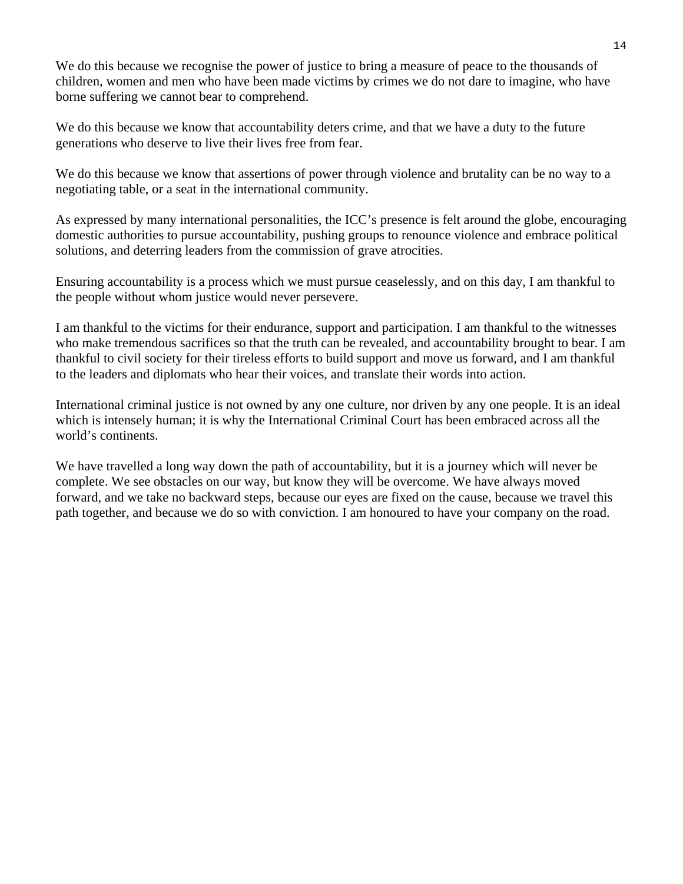We do this because we recognise the power of justice to bring a measure of peace to the thousands of children, women and men who have been made victims by crimes we do not dare to imagine, who have borne suffering we cannot bear to comprehend.

We do this because we know that accountability deters crime, and that we have a duty to the future generations who deserve to live their lives free from fear.

We do this because we know that assertions of power through violence and brutality can be no way to a negotiating table, or a seat in the international community.

As expressed by many international personalities, the ICC's presence is felt around the globe, encouraging domestic authorities to pursue accountability, pushing groups to renounce violence and embrace political solutions, and deterring leaders from the commission of grave atrocities.

Ensuring accountability is a process which we must pursue ceaselessly, and on this day, I am thankful to the people without whom justice would never persevere.

I am thankful to the victims for their endurance, support and participation. I am thankful to the witnesses who make tremendous sacrifices so that the truth can be revealed, and accountability brought to bear. I am thankful to civil society for their tireless efforts to build support and move us forward, and I am thankful to the leaders and diplomats who hear their voices, and translate their words into action.

International criminal justice is not owned by any one culture, nor driven by any one people. It is an ideal which is intensely human; it is why the International Criminal Court has been embraced across all the world's continents.

We have travelled a long way down the path of accountability, but it is a journey which will never be complete. We see obstacles on our way, but know they will be overcome. We have always moved forward, and we take no backward steps, because our eyes are fixed on the cause, because we travel this path together, and because we do so with conviction. I am honoured to have your company on the road.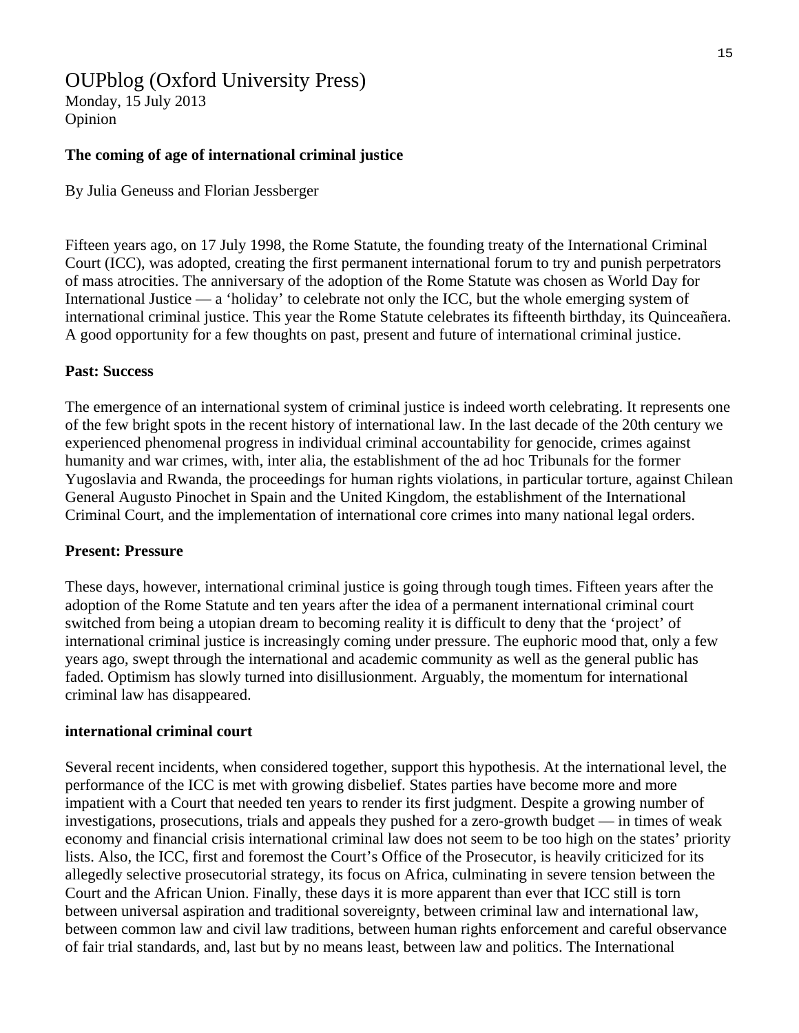# OUPblog (Oxford University Press)

Monday, 15 July 2013
Opinion

**The coming of age of international criminal justice**

By Julia Geneuss and Florian Jessberger

Fifteen years ago, on 17 July 1998, the Rome Statute, the founding treaty of the International Criminal Court (ICC), was adopted, creating the first permanent international forum to try and punish perpetrators of mass atrocities. The anniversary of the adoption of the Rome Statute was chosen as World Day for International Justice — a 'holiday' to celebrate not only the ICC, but the whole emerging system of international criminal justice. This year the Rome Statute celebrates its fifteenth birthday, its Quinceañera. A good opportunity for a few thoughts on past, present and future of international criminal justice.

**Past: Success**

The emergence of an international system of criminal justice is indeed worth celebrating. It represents one of the few bright spots in the recent history of international law. In the last decade of the 20th century we experienced phenomenal progress in individual criminal accountability for genocide, crimes against humanity and war crimes, with, inter alia, the establishment of the ad hoc Tribunals for the former Yugoslavia and Rwanda, the proceedings for human rights violations, in particular torture, against Chilean General Augusto Pinochet in Spain and the United Kingdom, the establishment of the International Criminal Court, and the implementation of international core crimes into many national legal orders.

**Present: Pressure**

These days, however, international criminal justice is going through tough times. Fifteen years after the adoption of the Rome Statute and ten years after the idea of a permanent international criminal court switched from being a utopian dream to becoming reality it is difficult to deny that the 'project' of international criminal justice is increasingly coming under pressure. The euphoric mood that, only a few years ago, swept through the international and academic community as well as the general public has faded. Optimism has slowly turned into disillusionment. Arguably, the momentum for international criminal law has disappeared.

**international criminal court**

Several recent incidents, when considered together, support this hypothesis. At the international level, the performance of the ICC is met with growing disbelief. States parties have become more and more impatient with a Court that needed ten years to render its first judgment. Despite a growing number of investigations, prosecutions, trials and appeals they pushed for a zero-growth budget — in times of weak economy and financial crisis international criminal law does not seem to be too high on the states' priority lists. Also, the ICC, first and foremost the Court's Office of the Prosecutor, is heavily criticized for its allegedly selective prosecutorial strategy, its focus on Africa, culminating in severe tension between the Court and the African Union. Finally, these days it is more apparent than ever that ICC still is torn between universal aspiration and traditional sovereignty, between criminal law and international law, between common law and civil law traditions, between human rights enforcement and careful observance of fair trial standards, and, last but by no means least, between law and politics. The International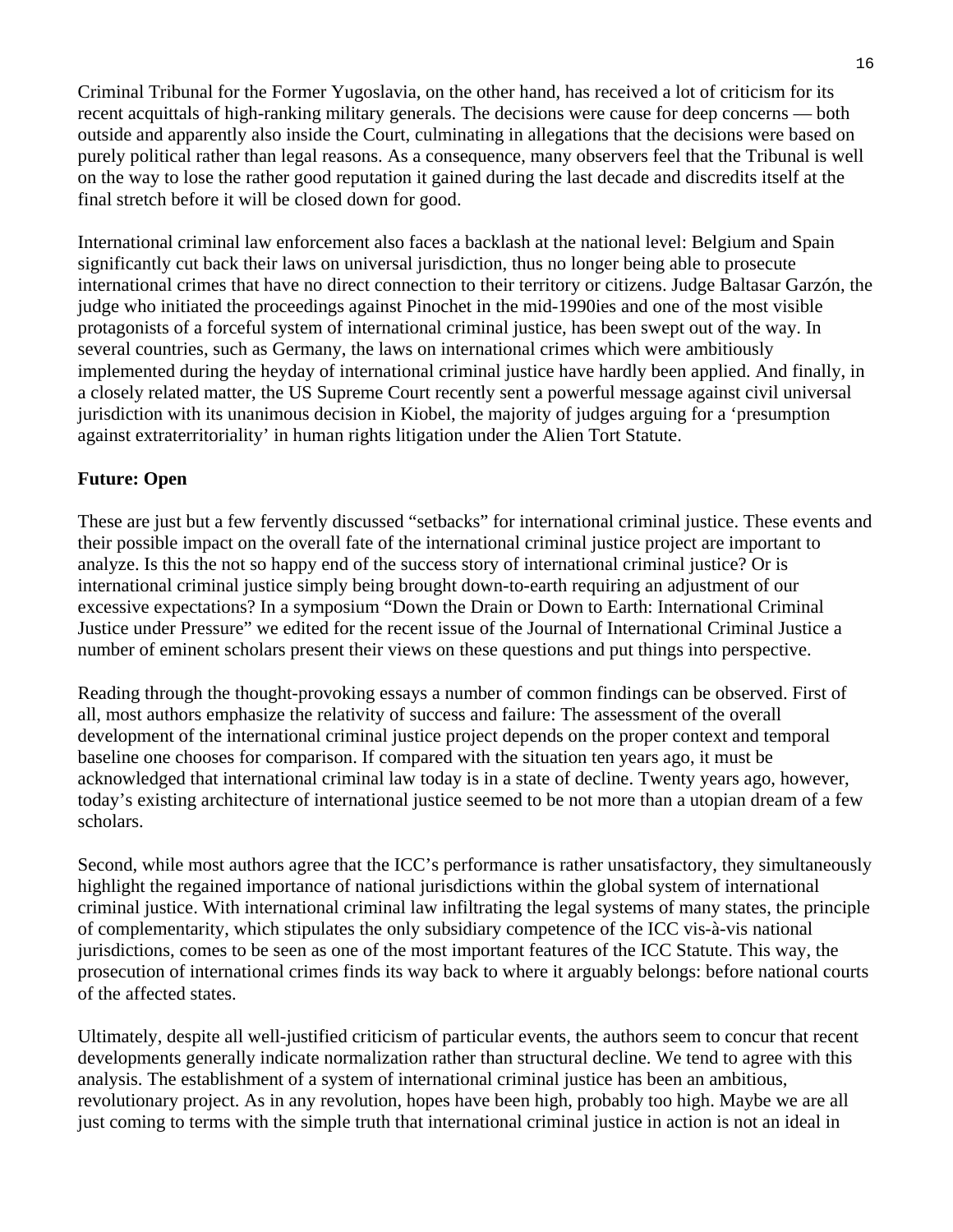Criminal Tribunal for the Former Yugoslavia, on the other hand, has received a lot of criticism for its recent acquittals of high-ranking military generals. The decisions were cause for deep concerns — both outside and apparently also inside the Court, culminating in allegations that the decisions were based on purely political rather than legal reasons. As a consequence, many observers feel that the Tribunal is well on the way to lose the rather good reputation it gained during the last decade and discredits itself at the final stretch before it will be closed down for good.

International criminal law enforcement also faces a backlash at the national level: Belgium and Spain significantly cut back their laws on universal jurisdiction, thus no longer being able to prosecute international crimes that have no direct connection to their territory or citizens. Judge Baltasar Garzón, the judge who initiated the proceedings against Pinochet in the mid-1990ies and one of the most visible protagonists of a forceful system of international criminal justice, has been swept out of the way. In several countries, such as Germany, the laws on international crimes which were ambitiously implemented during the heyday of international criminal justice have hardly been applied. And finally, in a closely related matter, the US Supreme Court recently sent a powerful message against civil universal jurisdiction with its unanimous decision in Kiobel, the majority of judges arguing for a 'presumption against extraterritoriality' in human rights litigation under the Alien Tort Statute.

**Future: Open**

These are just but a few fervently discussed "setbacks" for international criminal justice. These events and their possible impact on the overall fate of the international criminal justice project are important to analyze. Is this the not so happy end of the success story of international criminal justice? Or is international criminal justice simply being brought down-to-earth requiring an adjustment of our excessive expectations? In a symposium "Down the Drain or Down to Earth: International Criminal Justice under Pressure" we edited for the recent issue of the Journal of International Criminal Justice a number of eminent scholars present their views on these questions and put things into perspective.

Reading through the thought-provoking essays a number of common findings can be observed. First of all, most authors emphasize the relativity of success and failure: The assessment of the overall development of the international criminal justice project depends on the proper context and temporal baseline one chooses for comparison. If compared with the situation ten years ago, it must be acknowledged that international criminal law today is in a state of decline. Twenty years ago, however, today's existing architecture of international justice seemed to be not more than a utopian dream of a few scholars.

Second, while most authors agree that the ICC's performance is rather unsatisfactory, they simultaneously highlight the regained importance of national jurisdictions within the global system of international criminal justice. With international criminal law infiltrating the legal systems of many states, the principle of complementarity, which stipulates the only subsidiary competence of the ICC vis-à-vis national jurisdictions, comes to be seen as one of the most important features of the ICC Statute. This way, the prosecution of international crimes finds its way back to where it arguably belongs: before national courts of the affected states.

Ultimately, despite all well-justified criticism of particular events, the authors seem to concur that recent developments generally indicate normalization rather than structural decline. We tend to agree with this analysis. The establishment of a system of international criminal justice has been an ambitious, revolutionary project. As in any revolution, hopes have been high, probably too high. Maybe we are all just coming to terms with the simple truth that international criminal justice in action is not an ideal in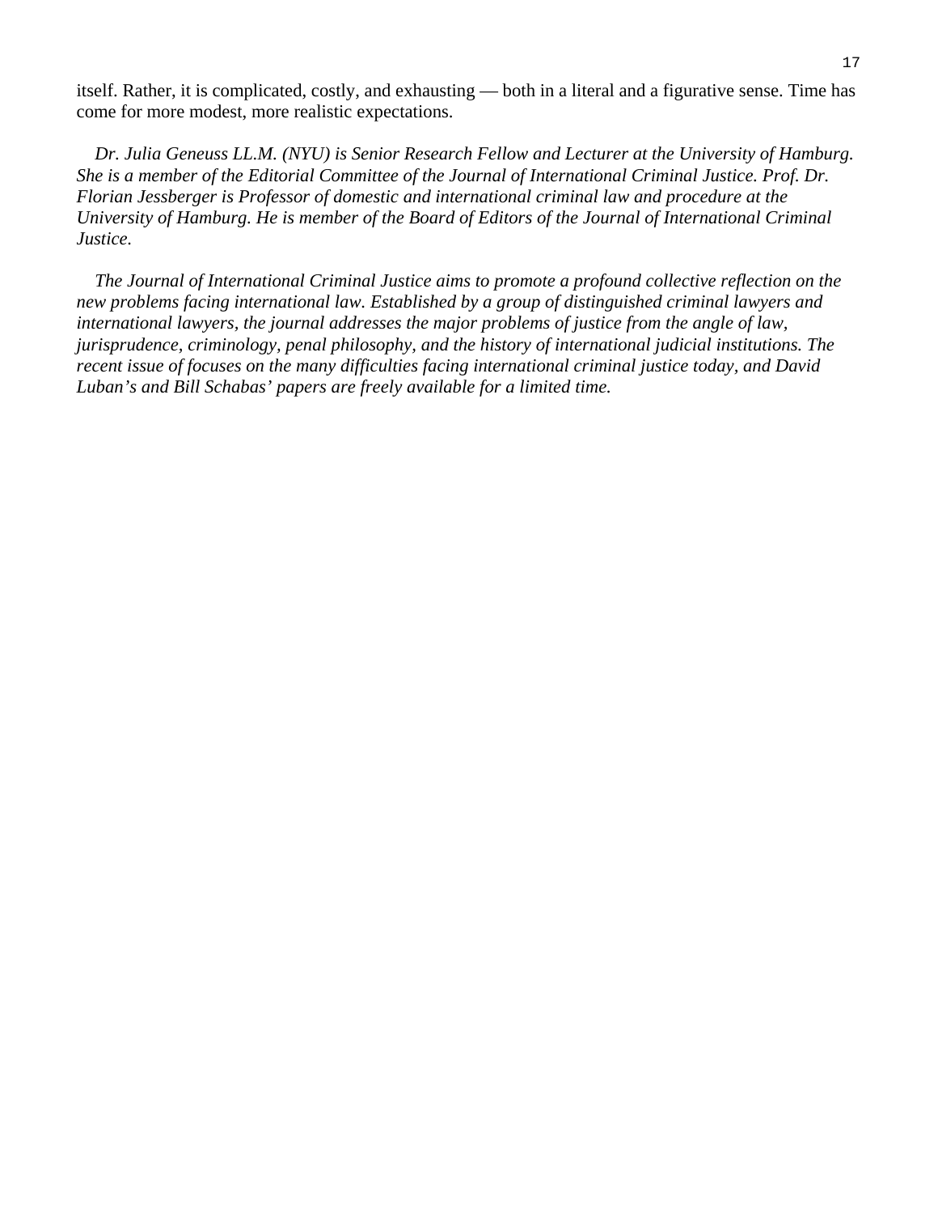itself. Rather, it is complicated, costly, and exhausting — both in a literal and a figurative sense. Time has come for more modest, more realistic expectations.

*Dr. Julia Geneuss LL.M. (NYU) is Senior Research Fellow and Lecturer at the University of Hamburg. She is a member of the Editorial Committee of the Journal of International Criminal Justice. Prof. Dr. Florian Jessberger is Professor of domestic and international criminal law and procedure at the University of Hamburg. He is member of the Board of Editors of the Journal of International Criminal Justice.*

*The Journal of International Criminal Justice aims to promote a profound collective reflection on the new problems facing international law. Established by a group of distinguished criminal lawyers and international lawyers, the journal addresses the major problems of justice from the angle of law, jurisprudence, criminology, penal philosophy, and the history of international judicial institutions. The recent issue of focuses on the many difficulties facing international criminal justice today, and David Luban's and Bill Schabas' papers are freely available for a limited time.*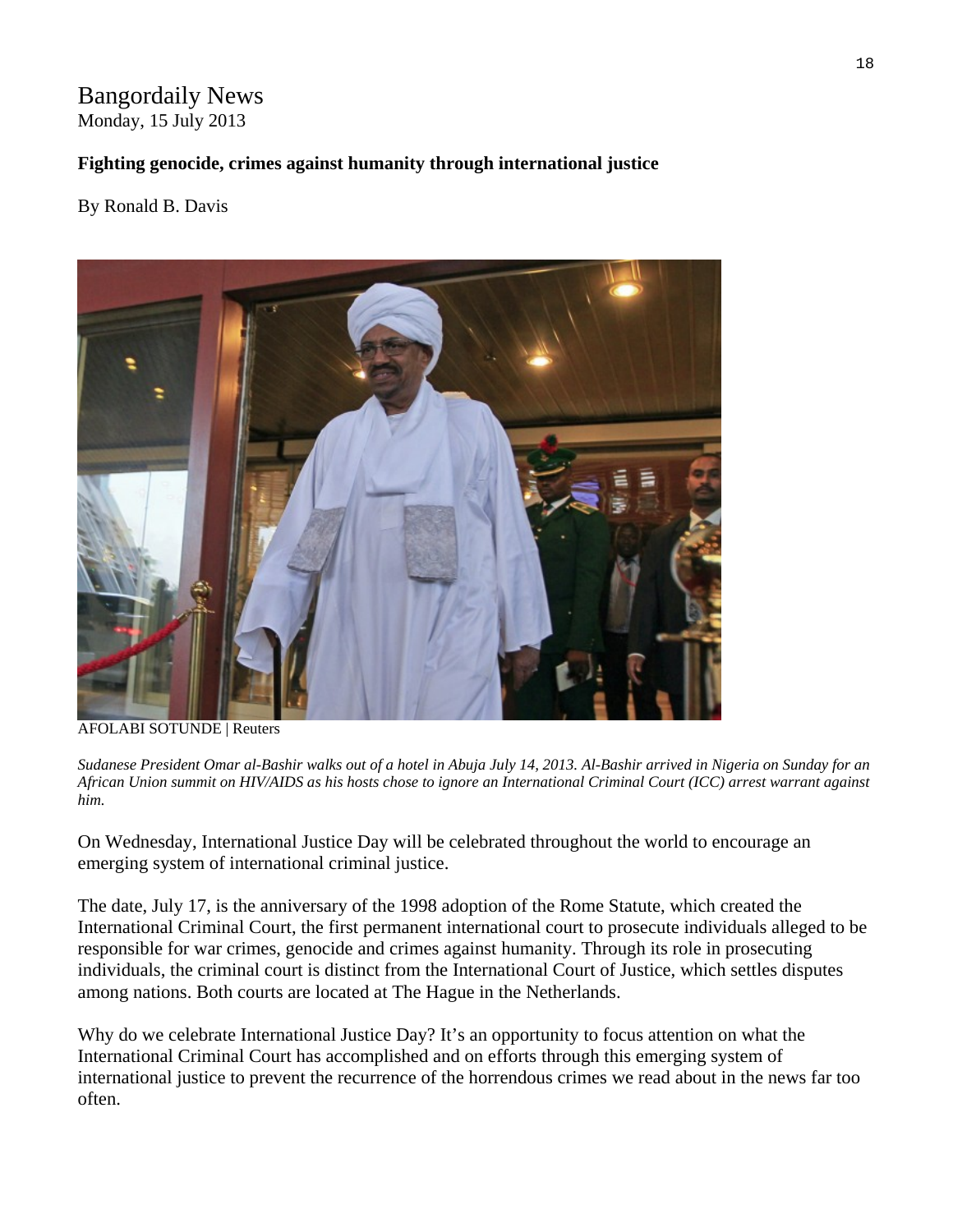Bangordaily News
Monday, 15 July 2013

**Fighting genocide, crimes against humanity through international justice**

By Ronald B. Davis

AFOLABI SOTUNDE | Reuters

*Sudanese President Omar al-Bashir walks out of a hotel in Abuja July 14, 2013. Al-Bashir arrived in Nigeria on Sunday for an African Union summit on HIV/AIDS as his hosts chose to ignore an International Criminal Court (ICC) arrest warrant against him.*

On Wednesday, International Justice Day will be celebrated throughout the world to encourage an emerging system of international criminal justice.

The date, July 17, is the anniversary of the 1998 adoption of the Rome Statute, which created the International Criminal Court, the first permanent international court to prosecute individuals alleged to be responsible for war crimes, genocide and crimes against humanity. Through its role in prosecuting individuals, the criminal court is distinct from the International Court of Justice, which settles disputes among nations. Both courts are located at The Hague in the Netherlands.

Why do we celebrate International Justice Day? It's an opportunity to focus attention on what the International Criminal Court has accomplished and on efforts through this emerging system of international justice to prevent the recurrence of the horrendous crimes we read about in the news far too often.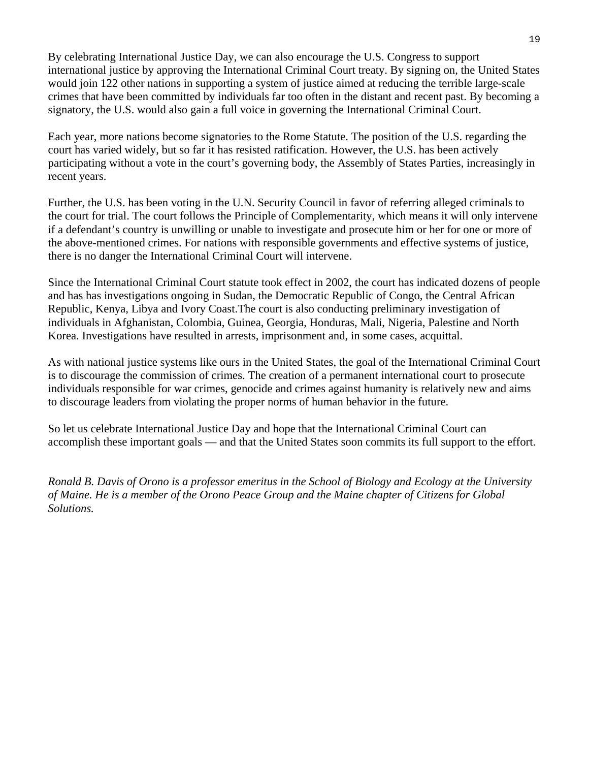By celebrating International Justice Day, we can also encourage the U.S. Congress to support international justice by approving the International Criminal Court treaty. By signing on, the United States would join 122 other nations in supporting a system of justice aimed at reducing the terrible large-scale crimes that have been committed by individuals far too often in the distant and recent past. By becoming a signatory, the U.S. would also gain a full voice in governing the International Criminal Court.

Each year, more nations become signatories to the Rome Statute. The position of the U.S. regarding the court has varied widely, but so far it has resisted ratification. However, the U.S. has been actively participating without a vote in the court's governing body, the Assembly of States Parties, increasingly in recent years.

Further, the U.S. has been voting in the U.N. Security Council in favor of referring alleged criminals to the court for trial. The court follows the Principle of Complementarity, which means it will only intervene if a defendant's country is unwilling or unable to investigate and prosecute him or her for one or more of the above-mentioned crimes. For nations with responsible governments and effective systems of justice, there is no danger the International Criminal Court will intervene.

Since the International Criminal Court statute took effect in 2002, the court has indicated dozens of people and has has investigations ongoing in Sudan, the Democratic Republic of Congo, the Central African Republic, Kenya, Libya and Ivory Coast.The court is also conducting preliminary investigation of individuals in Afghanistan, Colombia, Guinea, Georgia, Honduras, Mali, Nigeria, Palestine and North Korea. Investigations have resulted in arrests, imprisonment and, in some cases, acquittal.

As with national justice systems like ours in the United States, the goal of the International Criminal Court is to discourage the commission of crimes. The creation of a permanent international court to prosecute individuals responsible for war crimes, genocide and crimes against humanity is relatively new and aims to discourage leaders from violating the proper norms of human behavior in the future.

So let us celebrate International Justice Day and hope that the International Criminal Court can accomplish these important goals — and that the United States soon commits its full support to the effort.

*Ronald B. Davis of Orono is a professor emeritus in the School of Biology and Ecology at the University of Maine. He is a member of the Orono Peace Group and the Maine chapter of Citizens for Global Solutions.*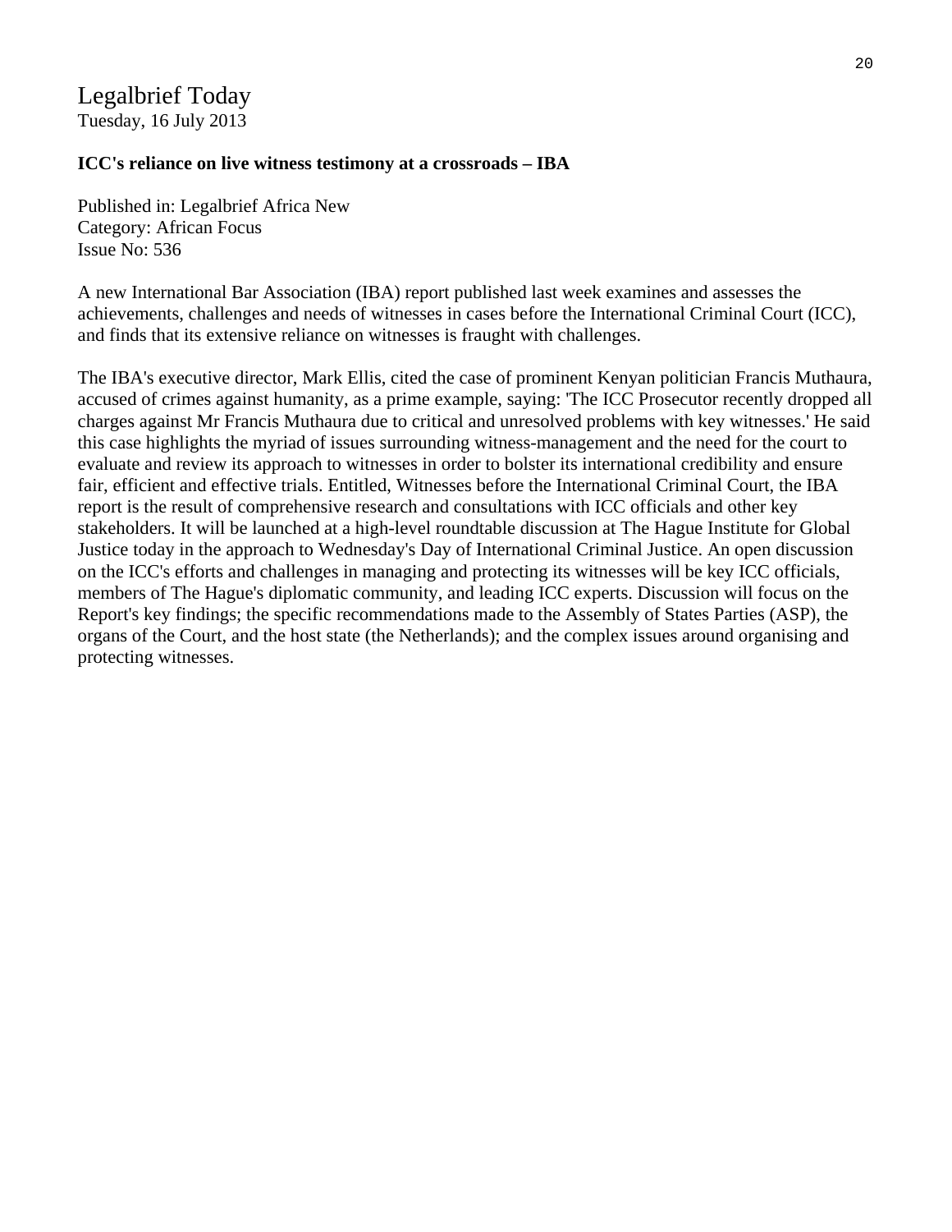# Legalbrief Today

Tuesday, 16 July 2013

**ICC's reliance on live witness testimony at a crossroads – IBA**

Published in: Legalbrief Africa New
Category: African Focus
Issue No: 536

A new International Bar Association (IBA) report published last week examines and assesses the achievements, challenges and needs of witnesses in cases before the International Criminal Court (ICC), and finds that its extensive reliance on witnesses is fraught with challenges.

The IBA's executive director, Mark Ellis, cited the case of prominent Kenyan politician Francis Muthaura, accused of crimes against humanity, as a prime example, saying: 'The ICC Prosecutor recently dropped all charges against Mr Francis Muthaura due to critical and unresolved problems with key witnesses.' He said this case highlights the myriad of issues surrounding witness-management and the need for the court to evaluate and review its approach to witnesses in order to bolster its international credibility and ensure fair, efficient and effective trials. Entitled, Witnesses before the International Criminal Court, the IBA report is the result of comprehensive research and consultations with ICC officials and other key stakeholders. It will be launched at a high-level roundtable discussion at The Hague Institute for Global Justice today in the approach to Wednesday's Day of International Criminal Justice. An open discussion on the ICC's efforts and challenges in managing and protecting its witnesses will be key ICC officials, members of The Hague's diplomatic community, and leading ICC experts. Discussion will focus on the Report's key findings; the specific recommendations made to the Assembly of States Parties (ASP), the organs of the Court, and the host state (the Netherlands); and the complex issues around organising and protecting witnesses.